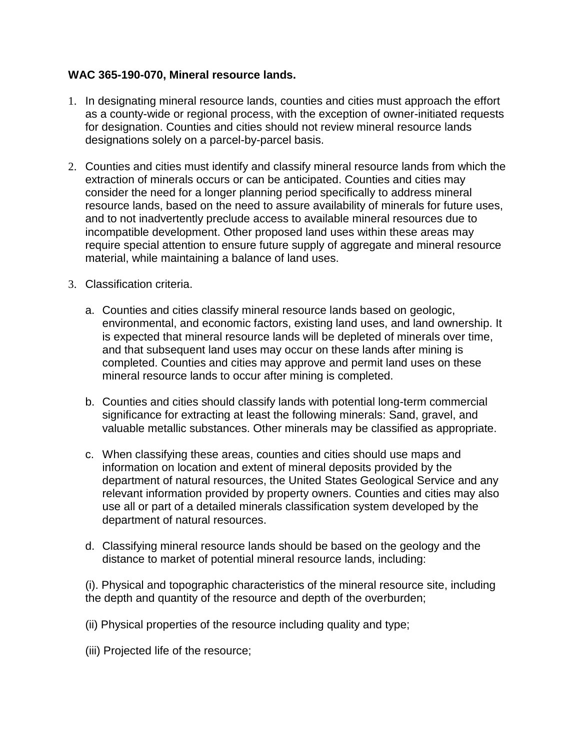**WAC 365-190-070, Mineral resource lands.**

1. In designating mineral resource lands, counties and cities must approach the effort as a county-wide or regional process, with the exception of owner-initiated requests for designation. Counties and cities should not review mineral resource lands designations solely on a parcel-by-parcel basis.

2. Counties and cities must identify and classify mineral resource lands from which the extraction of minerals occurs or can be anticipated. Counties and cities may consider the need for a longer planning period specifically to address mineral resource lands, based on the need to assure availability of minerals for future uses, and to not inadvertently preclude access to available mineral resources due to incompatible development. Other proposed land uses within these areas may require special attention to ensure future supply of aggregate and mineral resource material, while maintaining a balance of land uses.

3. Classification criteria.

   a. Counties and cities classify mineral resource lands based on geologic, environmental, and economic factors, existing land uses, and land ownership. It is expected that mineral resource lands will be depleted of minerals over time, and that subsequent land uses may occur on these lands after mining is completed. Counties and cities may approve and permit land uses on these mineral resource lands to occur after mining is completed.

   b. Counties and cities should classify lands with potential long-term commercial significance for extracting at least the following minerals: Sand, gravel, and valuable metallic substances. Other minerals may be classified as appropriate.

   c. When classifying these areas, counties and cities should use maps and information on location and extent of mineral deposits provided by the department of natural resources, the United States Geological Service and any relevant information provided by property owners. Counties and cities may also use all or part of a detailed minerals classification system developed by the department of natural resources.

   d. Classifying mineral resource lands should be based on the geology and the distance to market of potential mineral resource lands, including:

   (i). Physical and topographic characteristics of the mineral resource site, including the depth and quantity of the resource and depth of the overburden;

   (ii) Physical properties of the resource including quality and type;

   (iii) Projected life of the resource;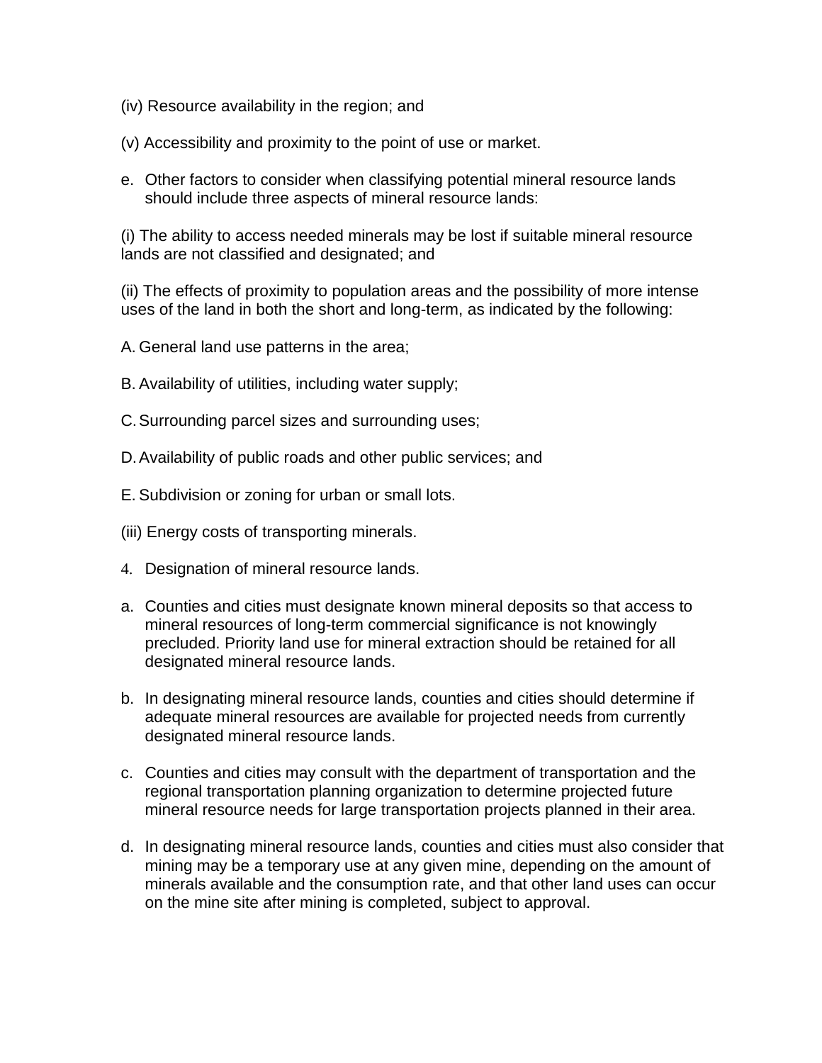(iv) Resource availability in the region; and

(v) Accessibility and proximity to the point of use or market.

e. Other factors to consider when classifying potential mineral resource lands should include three aspects of mineral resource lands:

(i) The ability to access needed minerals may be lost if suitable mineral resource lands are not classified and designated; and

(ii) The effects of proximity to population areas and the possibility of more intense uses of the land in both the short and long-term, as indicated by the following:

A. General land use patterns in the area;

B. Availability of utilities, including water supply;

C. Surrounding parcel sizes and surrounding uses;

D. Availability of public roads and other public services; and

E. Subdivision or zoning for urban or small lots.

(iii) Energy costs of transporting minerals.

4. Designation of mineral resource lands.

a. Counties and cities must designate known mineral deposits so that access to mineral resources of long-term commercial significance is not knowingly precluded. Priority land use for mineral extraction should be retained for all designated mineral resource lands.

b. In designating mineral resource lands, counties and cities should determine if adequate mineral resources are available for projected needs from currently designated mineral resource lands.

c. Counties and cities may consult with the department of transportation and the regional transportation planning organization to determine projected future mineral resource needs for large transportation projects planned in their area.

d. In designating mineral resource lands, counties and cities must also consider that mining may be a temporary use at any given mine, depending on the amount of minerals available and the consumption rate, and that other land uses can occur on the mine site after mining is completed, subject to approval.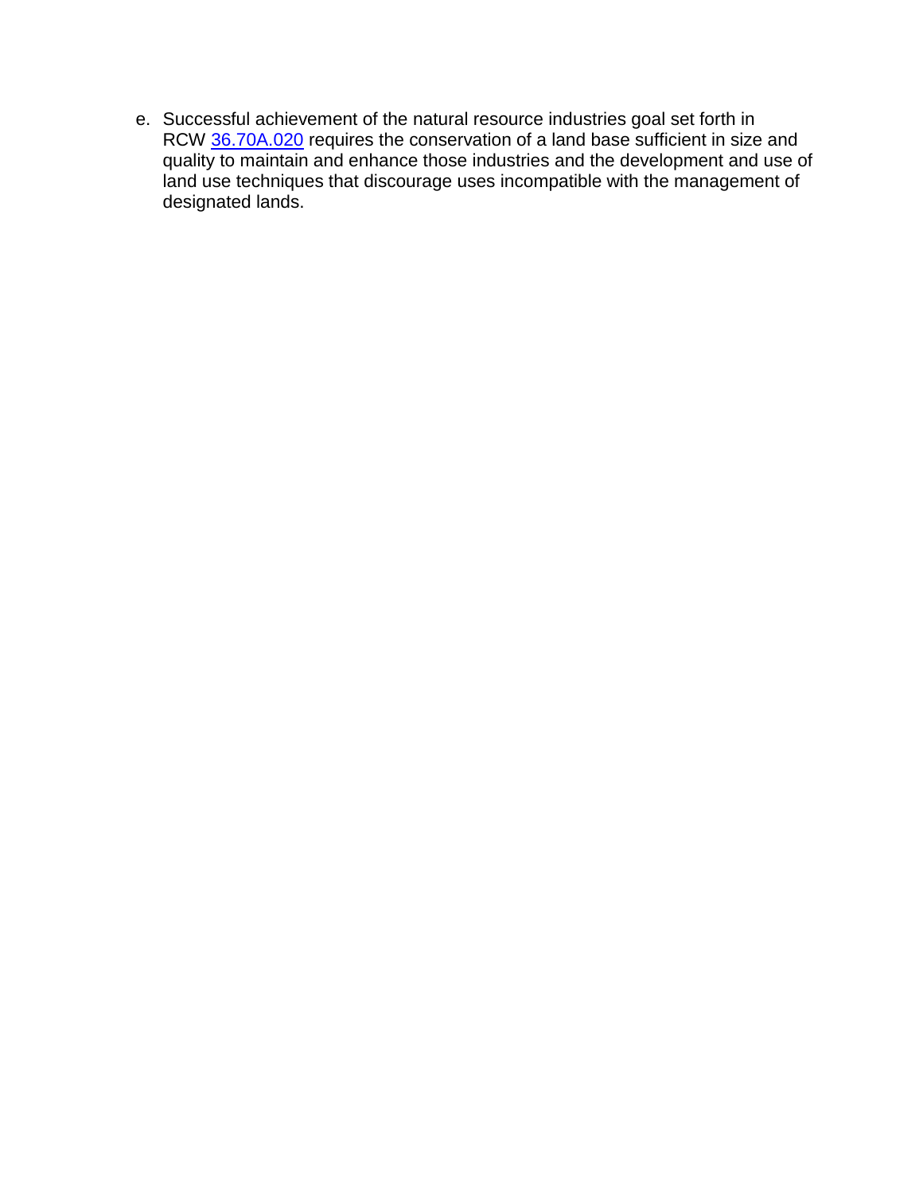e. Successful achievement of the natural resource industries goal set forth in RCW [36.70A.020](36.70A.020) requires the conservation of a land base sufficient in size and quality to maintain and enhance those industries and the development and use of land use techniques that discourage uses incompatible with the management of designated lands.